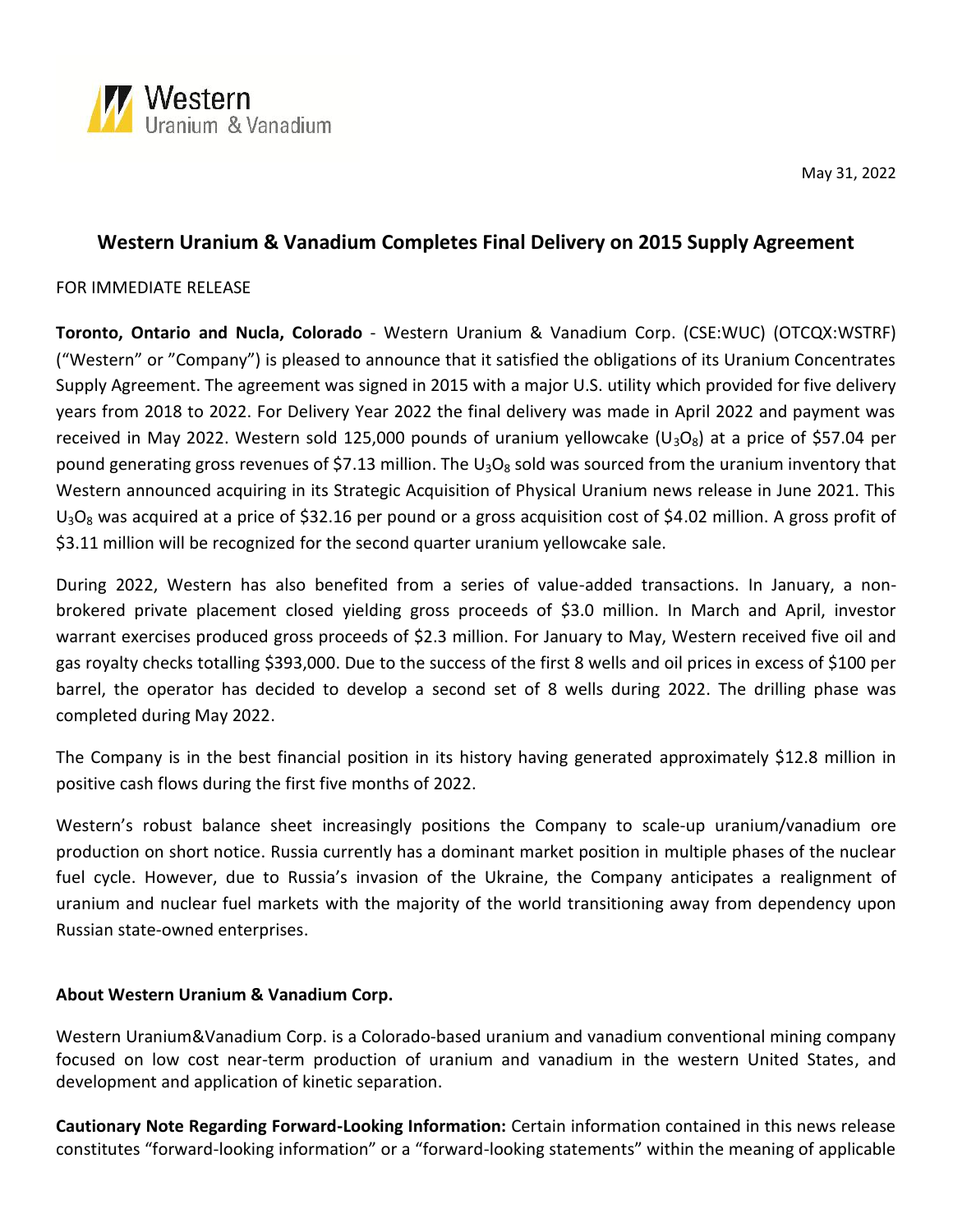May 31, 2022

# Western Uranium & Vanadium Completes Final Delivery on 2015 Supply Agreement

FOR IMMEDIATE RELEASE

**Toronto, Ontario and Nucla, Colorado** - Western Uranium & Vanadium Corp. (CSE:WUC) (OTCQX:WSTRF) ("Western" or "Company") is pleased to announce that it satisfied the obligations of its Uranium Concentrates Supply Agreement. The agreement was signed in 2015 with a major U.S. utility which provided for five delivery years from 2018 to 2022. For Delivery Year 2022 the final delivery was made in April 2022 and payment was received in May 2022. Western sold 125,000 pounds of uranium yellowcake ($U_3O_8$) at a price of $57.04 per pound generating gross revenues of $7.13 million. The $U_3O_8$ sold was sourced from the uranium inventory that Western announced acquiring in its Strategic Acquisition of Physical Uranium news release in June 2021. This $U_3O_8$ was acquired at a price of $32.16 per pound or a gross acquisition cost of $4.02 million. A gross profit of $3.11 million will be recognized for the second quarter uranium yellowcake sale.

During 2022, Western has also benefited from a series of value-added transactions. In January, a non-brokered private placement closed yielding gross proceeds of $3.0 million. In March and April, investor warrant exercises produced gross proceeds of $2.3 million. For January to May, Western received five oil and gas royalty checks totalling $393,000. Due to the success of the first 8 wells and oil prices in excess of $100 per barrel, the operator has decided to develop a second set of 8 wells during 2022. The drilling phase was completed during May 2022.

The Company is in the best financial position in its history having generated approximately $12.8 million in positive cash flows during the first five months of 2022.

Western's robust balance sheet increasingly positions the Company to scale-up uranium/vanadium ore production on short notice. Russia currently has a dominant market position in multiple phases of the nuclear fuel cycle. However, due to Russia's invasion of the Ukraine, the Company anticipates a realignment of uranium and nuclear fuel markets with the majority of the world transitioning away from dependency upon Russian state-owned enterprises.

## About Western Uranium & Vanadium Corp.

Western Uranium&Vanadium Corp. is a Colorado-based uranium and vanadium conventional mining company focused on low cost near-term production of uranium and vanadium in the western United States, and development and application of kinetic separation.

**Cautionary Note Regarding Forward-Looking Information:** Certain information contained in this news release constitutes "forward-looking information" or a "forward-looking statements" within the meaning of applicable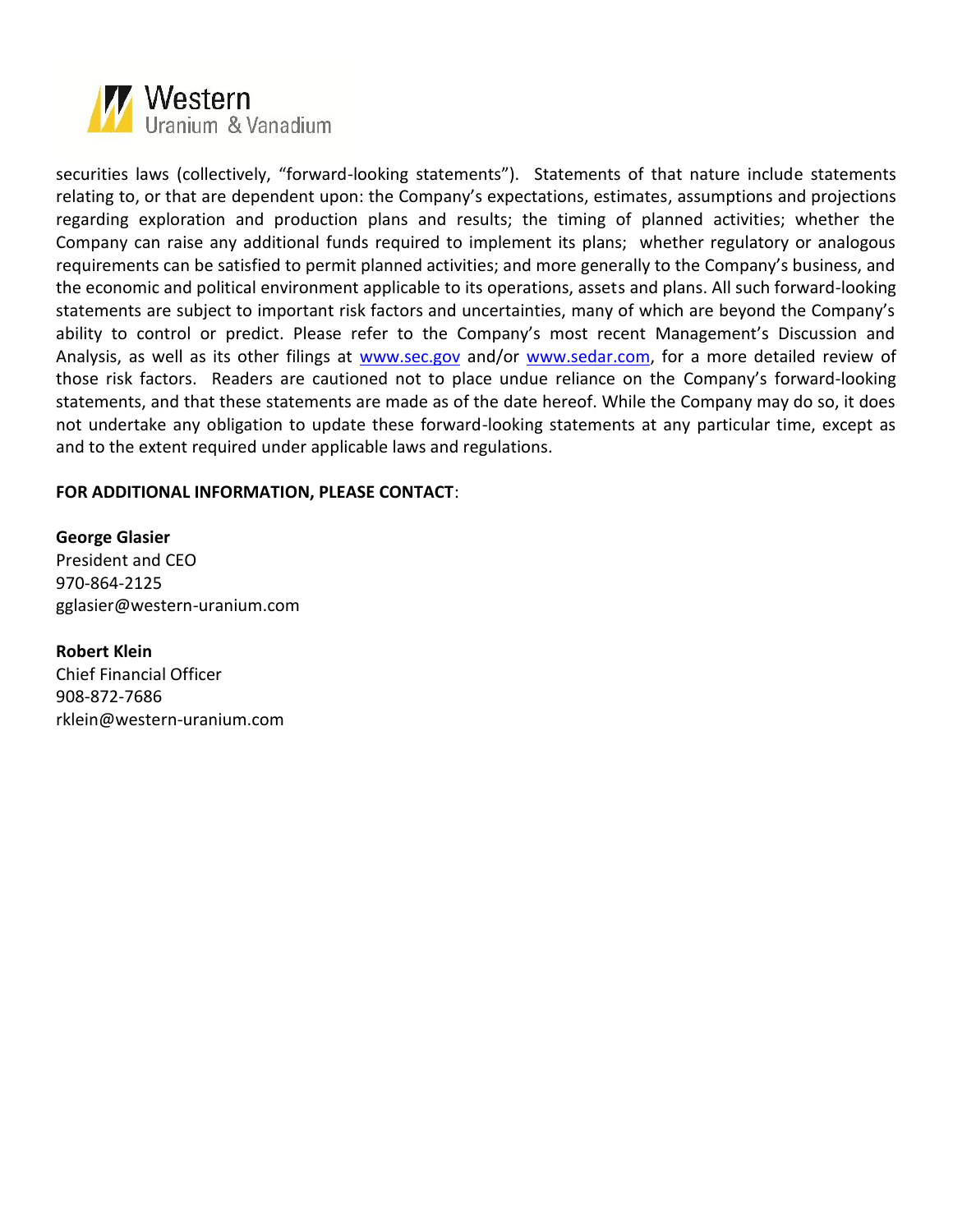securities laws (collectively, "forward-looking statements"). Statements of that nature include statements relating to, or that are dependent upon: the Company's expectations, estimates, assumptions and projections regarding exploration and production plans and results; the timing of planned activities; whether the Company can raise any additional funds required to implement its plans; whether regulatory or analogous requirements can be satisfied to permit planned activities; and more generally to the Company's business, and the economic and political environment applicable to its operations, assets and plans. All such forward-looking statements are subject to important risk factors and uncertainties, many of which are beyond the Company's ability to control or predict. Please refer to the Company's most recent Management's Discussion and Analysis, as well as its other filings at www.sec.gov and/or www.sedar.com, for a more detailed review of those risk factors. Readers are cautioned not to place undue reliance on the Company's forward-looking statements, and that these statements are made as of the date hereof. While the Company may do so, it does not undertake any obligation to update these forward-looking statements at any particular time, except as and to the extent required under applicable laws and regulations.

**FOR ADDITIONAL INFORMATION, PLEASE CONTACT**:

**George Glasier**
President and CEO
970-864-2125
gglasier@western-uranium.com

**Robert Klein**
Chief Financial Officer
908-872-7686
rklein@western-uranium.com